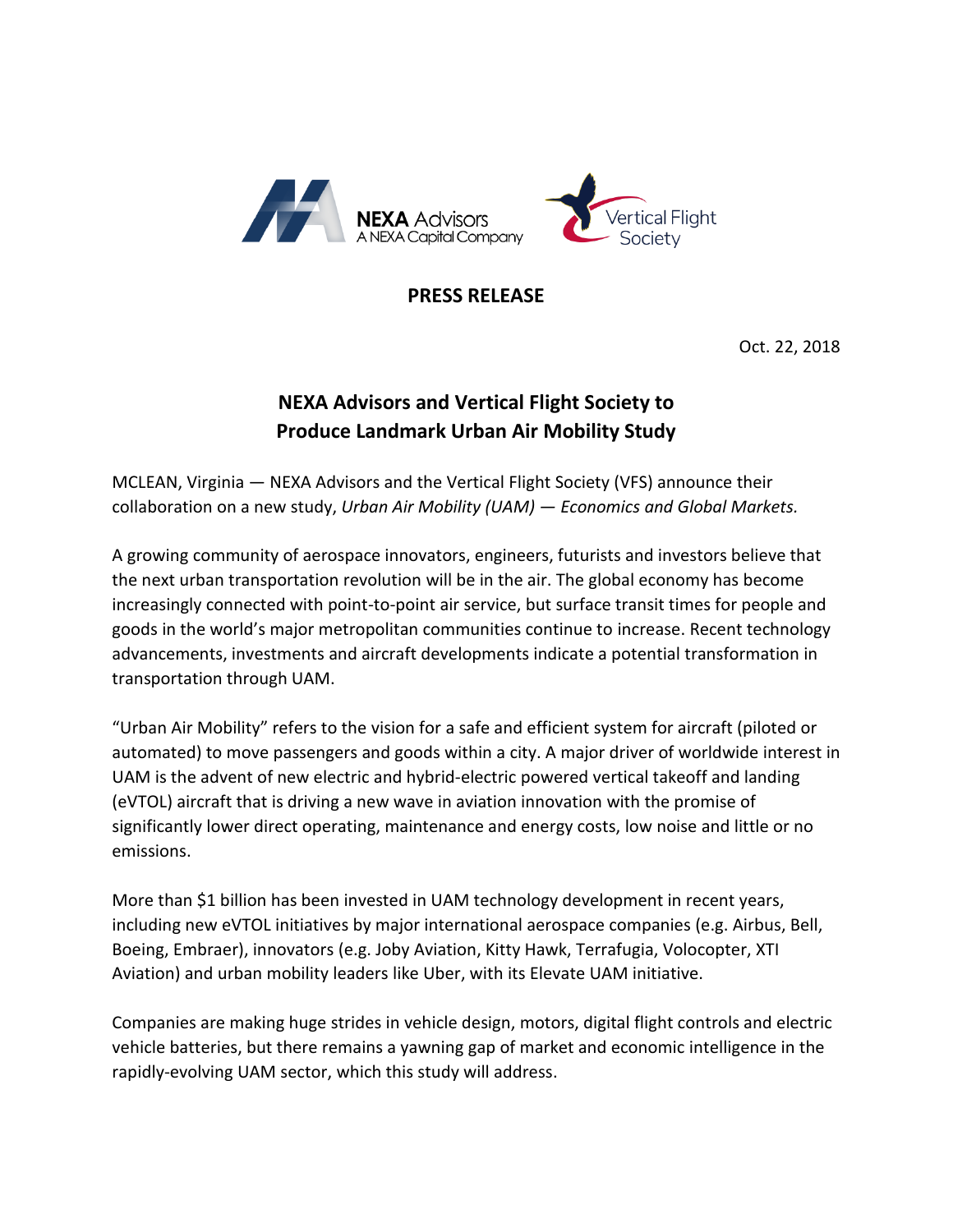NEXA Advisors
A NEXA Capital Company

Vertical Flight Society

**PRESS RELEASE**

Oct. 22, 2018

# NEXA Advisors and Vertical Flight Society to Produce Landmark Urban Air Mobility Study

MCLEAN, Virginia — NEXA Advisors and the Vertical Flight Society (VFS) announce their collaboration on a new study, *Urban Air Mobility (UAM) — Economics and Global Markets.*

A growing community of aerospace innovators, engineers, futurists and investors believe that the next urban transportation revolution will be in the air. The global economy has become increasingly connected with point-to-point air service, but surface transit times for people and goods in the world's major metropolitan communities continue to increase. Recent technology advancements, investments and aircraft developments indicate a potential transformation in transportation through UAM.

"Urban Air Mobility" refers to the vision for a safe and efficient system for aircraft (piloted or automated) to move passengers and goods within a city. A major driver of worldwide interest in UAM is the advent of new electric and hybrid-electric powered vertical takeoff and landing (eVTOL) aircraft that is driving a new wave in aviation innovation with the promise of significantly lower direct operating, maintenance and energy costs, low noise and little or no emissions.

More than $1 billion has been invested in UAM technology development in recent years, including new eVTOL initiatives by major international aerospace companies (e.g. Airbus, Bell, Boeing, Embraer), innovators (e.g. Joby Aviation, Kitty Hawk, Terrafugia, Volocopter, XTI Aviation) and urban mobility leaders like Uber, with its Elevate UAM initiative.

Companies are making huge strides in vehicle design, motors, digital flight controls and electric vehicle batteries, but there remains a yawning gap of market and economic intelligence in the rapidly-evolving UAM sector, which this study will address.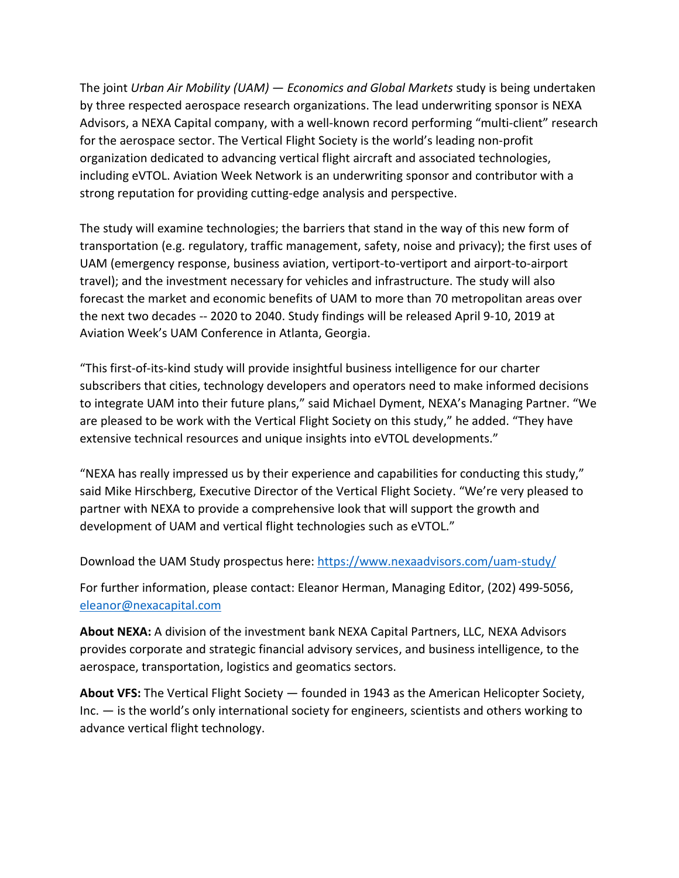The joint *Urban Air Mobility (UAM) — Economics and Global Markets* study is being undertaken by three respected aerospace research organizations. The lead underwriting sponsor is NEXA Advisors, a NEXA Capital company, with a well-known record performing "multi-client" research for the aerospace sector. The Vertical Flight Society is the world's leading non-profit organization dedicated to advancing vertical flight aircraft and associated technologies, including eVTOL. Aviation Week Network is an underwriting sponsor and contributor with a strong reputation for providing cutting-edge analysis and perspective.

The study will examine technologies; the barriers that stand in the way of this new form of transportation (e.g. regulatory, traffic management, safety, noise and privacy); the first uses of UAM (emergency response, business aviation, vertiport-to-vertiport and airport-to-airport travel); and the investment necessary for vehicles and infrastructure. The study will also forecast the market and economic benefits of UAM to more than 70 metropolitan areas over the next two decades -- 2020 to 2040. Study findings will be released April 9-10, 2019 at Aviation Week's UAM Conference in Atlanta, Georgia.

"This first-of-its-kind study will provide insightful business intelligence for our charter subscribers that cities, technology developers and operators need to make informed decisions to integrate UAM into their future plans," said Michael Dyment, NEXA's Managing Partner. "We are pleased to be work with the Vertical Flight Society on this study," he added. "They have extensive technical resources and unique insights into eVTOL developments."

"NEXA has really impressed us by their experience and capabilities for conducting this study," said Mike Hirschberg, Executive Director of the Vertical Flight Society. "We're very pleased to partner with NEXA to provide a comprehensive look that will support the growth and development of UAM and vertical flight technologies such as eVTOL."

Download the UAM Study prospectus here: https://www.nexaadvisors.com/uam-study/

For further information, please contact: Eleanor Herman, Managing Editor, (202) 499-5056, eleanor@nexacapital.com

**About NEXA:** A division of the investment bank NEXA Capital Partners, LLC, NEXA Advisors provides corporate and strategic financial advisory services, and business intelligence, to the aerospace, transportation, logistics and geomatics sectors.

**About VFS:** The Vertical Flight Society — founded in 1943 as the American Helicopter Society, Inc. — is the world's only international society for engineers, scientists and others working to advance vertical flight technology.